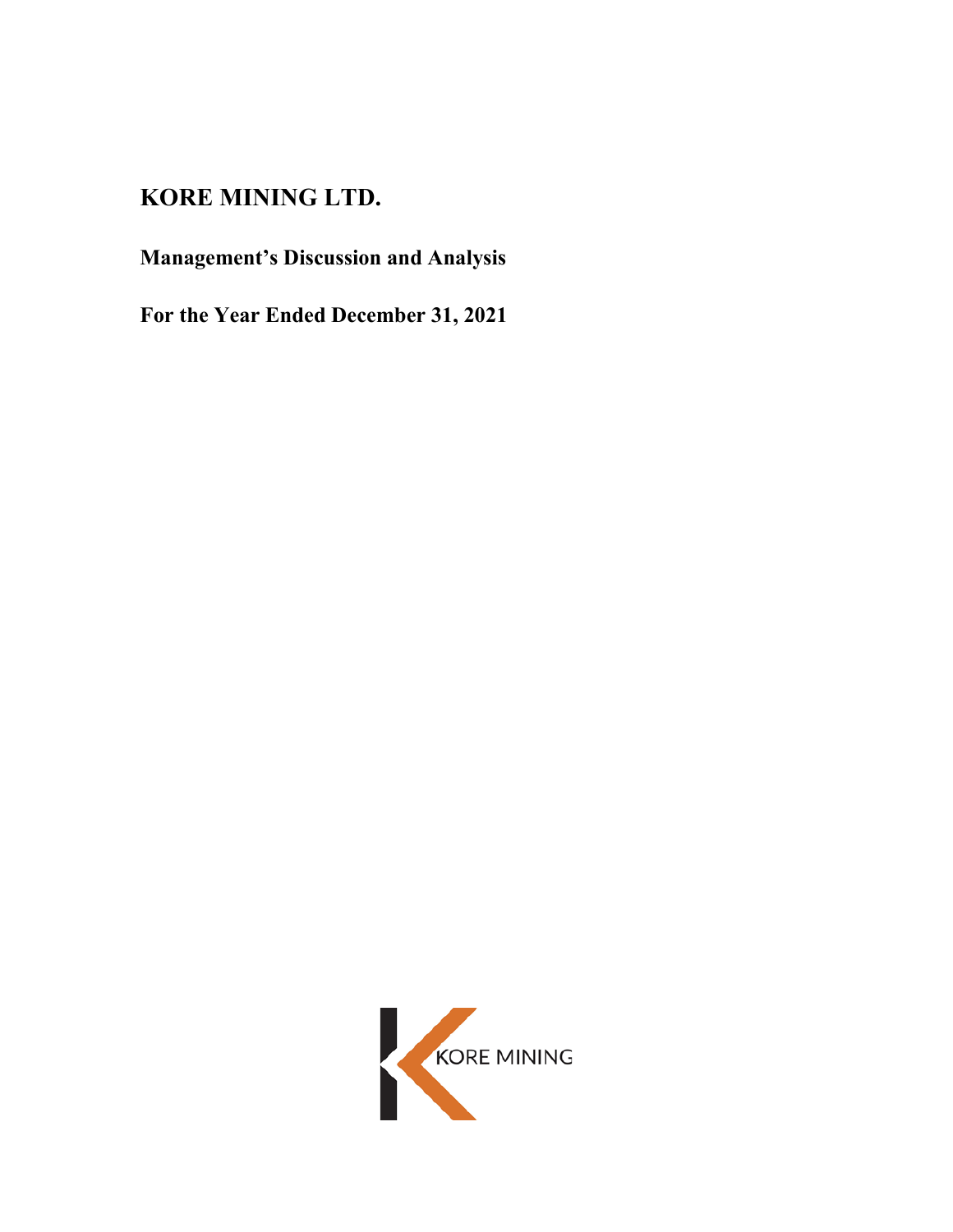# KORE MINING LTD.

## Management's Discussion and Analysis

## For the Year Ended December 31, 2021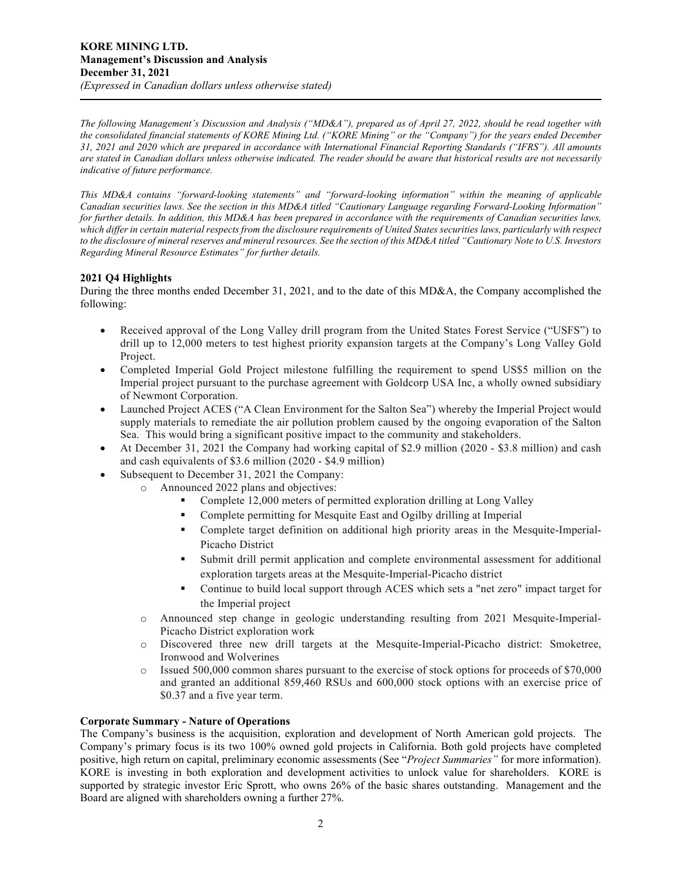*The following Management's Discussion and Analysis ("MD&A"), prepared as of April 27, 2022, should be read together with the consolidated financial statements of KORE Mining Ltd. ("KORE Mining" or the "Company") for the years ended December 31, 2021 and 2020 which are prepared in accordance with International Financial Reporting Standards ("IFRS"). All amounts are stated in Canadian dollars unless otherwise indicated. The reader should be aware that historical results are not necessarily indicative of future performance.*

*This MD&A contains "forward-looking statements" and "forward-looking information" within the meaning of applicable Canadian securities laws. See the section in this MD&A titled "Cautionary Language regarding Forward-Looking Information" for further details. In addition, this MD&A has been prepared in accordance with the requirements of Canadian securities laws, which differ in certain material respects from the disclosure requirements of United States securities laws, particularly with respect to the disclosure of mineral reserves and mineral resources. See the section of this MD&A titled "Cautionary Note to U.S. Investors Regarding Mineral Resource Estimates" for further details.*

**2021 Q4 Highlights**

During the three months ended December 31, 2021, and to the date of this MD&A, the Company accomplished the following:

- Received approval of the Long Valley drill program from the United States Forest Service ("USFS") to drill up to 12,000 meters to test highest priority expansion targets at the Company's Long Valley Gold Project.
- Completed Imperial Gold Project milestone fulfilling the requirement to spend US$5 million on the Imperial project pursuant to the purchase agreement with Goldcorp USA Inc, a wholly owned subsidiary of Newmont Corporation.
- Launched Project ACES ("A Clean Environment for the Salton Sea") whereby the Imperial Project would supply materials to remediate the air pollution problem caused by the ongoing evaporation of the Salton Sea. This would bring a significant positive impact to the community and stakeholders.
- At December 31, 2021 the Company had working capital of $2.9 million (2020 - $3.8 million) and cash and cash equivalents of $3.6 million (2020 - $4.9 million)
- Subsequent to December 31, 2021 the Company:
  - Announced 2022 plans and objectives:
    - Complete 12,000 meters of permitted exploration drilling at Long Valley
    - Complete permitting for Mesquite East and Ogilby drilling at Imperial
    - Complete target definition on additional high priority areas in the Mesquite-Imperial-Picacho District
    - Submit drill permit application and complete environmental assessment for additional exploration targets areas at the Mesquite-Imperial-Picacho district
    - Continue to build local support through ACES which sets a "net zero" impact target for the Imperial project
  - Announced step change in geologic understanding resulting from 2021 Mesquite-Imperial-Picacho District exploration work
  - Discovered three new drill targets at the Mesquite-Imperial-Picacho district: Smoketree, Ironwood and Wolverines
  - Issued 500,000 common shares pursuant to the exercise of stock options for proceeds of $70,000 and granted an additional 859,460 RSUs and 600,000 stock options with an exercise price of $0.37 and a five year term.

**Corporate Summary - Nature of Operations**

The Company's business is the acquisition, exploration and development of North American gold projects. The Company's primary focus is its two 100% owned gold projects in California. Both gold projects have completed positive, high return on capital, preliminary economic assessments (See "*Project Summaries"* for more information). KORE is investing in both exploration and development activities to unlock value for shareholders. KORE is supported by strategic investor Eric Sprott, who owns 26% of the basic shares outstanding. Management and the Board are aligned with shareholders owning a further 27%.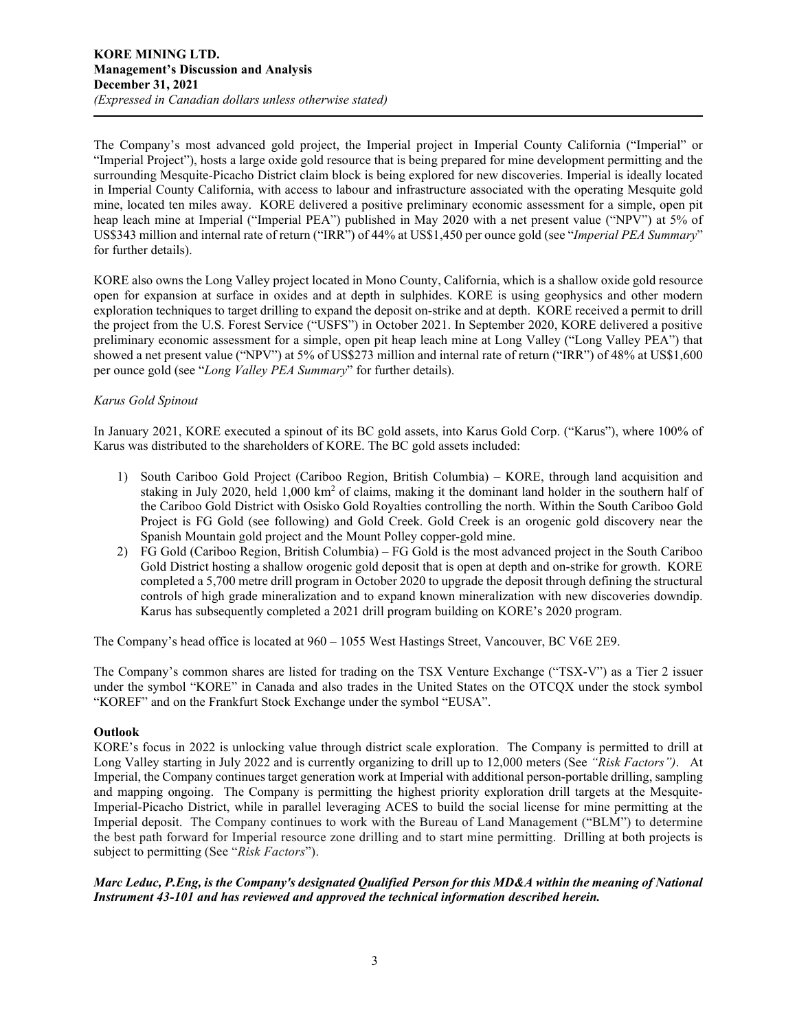The Company's most advanced gold project, the Imperial project in Imperial County California ("Imperial" or "Imperial Project"), hosts a large oxide gold resource that is being prepared for mine development permitting and the surrounding Mesquite-Picacho District claim block is being explored for new discoveries. Imperial is ideally located in Imperial County California, with access to labour and infrastructure associated with the operating Mesquite gold mine, located ten miles away. KORE delivered a positive preliminary economic assessment for a simple, open pit heap leach mine at Imperial ("Imperial PEA") published in May 2020 with a net present value ("NPV") at 5% of US$343 million and internal rate of return ("IRR") of 44% at US$1,450 per ounce gold (see "*Imperial PEA Summary*" for further details).

KORE also owns the Long Valley project located in Mono County, California, which is a shallow oxide gold resource open for expansion at surface in oxides and at depth in sulphides. KORE is using geophysics and other modern exploration techniques to target drilling to expand the deposit on-strike and at depth. KORE received a permit to drill the project from the U.S. Forest Service ("USFS") in October 2021. In September 2020, KORE delivered a positive preliminary economic assessment for a simple, open pit heap leach mine at Long Valley ("Long Valley PEA") that showed a net present value ("NPV") at 5% of US$273 million and internal rate of return ("IRR") of 48% at US$1,600 per ounce gold (see "*Long Valley PEA Summary*" for further details).

*Karus Gold Spinout*

In January 2021, KORE executed a spinout of its BC gold assets, into Karus Gold Corp. ("Karus"), where 100% of Karus was distributed to the shareholders of KORE. The BC gold assets included:

1) South Cariboo Gold Project (Cariboo Region, British Columbia) – KORE, through land acquisition and staking in July 2020, held 1,000 km$^2$ of claims, making it the dominant land holder in the southern half of the Cariboo Gold District with Osisko Gold Royalties controlling the north. Within the South Cariboo Gold Project is FG Gold (see following) and Gold Creek. Gold Creek is an orogenic gold discovery near the Spanish Mountain gold project and the Mount Polley copper-gold mine.
2) FG Gold (Cariboo Region, British Columbia) – FG Gold is the most advanced project in the South Cariboo Gold District hosting a shallow orogenic gold deposit that is open at depth and on-strike for growth. KORE completed a 5,700 metre drill program in October 2020 to upgrade the deposit through defining the structural controls of high grade mineralization and to expand known mineralization with new discoveries downdip. Karus has subsequently completed a 2021 drill program building on KORE's 2020 program.

The Company's head office is located at 960 – 1055 West Hastings Street, Vancouver, BC V6E 2E9.

The Company's common shares are listed for trading on the TSX Venture Exchange ("TSX-V") as a Tier 2 issuer under the symbol "KORE" in Canada and also trades in the United States on the OTCQX under the stock symbol "KOREF" and on the Frankfurt Stock Exchange under the symbol "EUSA".

**Outlook**

KORE's focus in 2022 is unlocking value through district scale exploration. The Company is permitted to drill at Long Valley starting in July 2022 and is currently organizing to drill up to 12,000 meters (See *"Risk Factors")*. At Imperial, the Company continues target generation work at Imperial with additional person-portable drilling, sampling and mapping ongoing. The Company is permitting the highest priority exploration drill targets at the Mesquite-Imperial-Picacho District, while in parallel leveraging ACES to build the social license for mine permitting at the Imperial deposit. The Company continues to work with the Bureau of Land Management ("BLM") to determine the best path forward for Imperial resource zone drilling and to start mine permitting. Drilling at both projects is subject to permitting (See "*Risk Factors*").

***Marc Leduc, P.Eng, is the Company's designated Qualified Person for this MD&A within the meaning of National Instrument 43-101 and has reviewed and approved the technical information described herein.***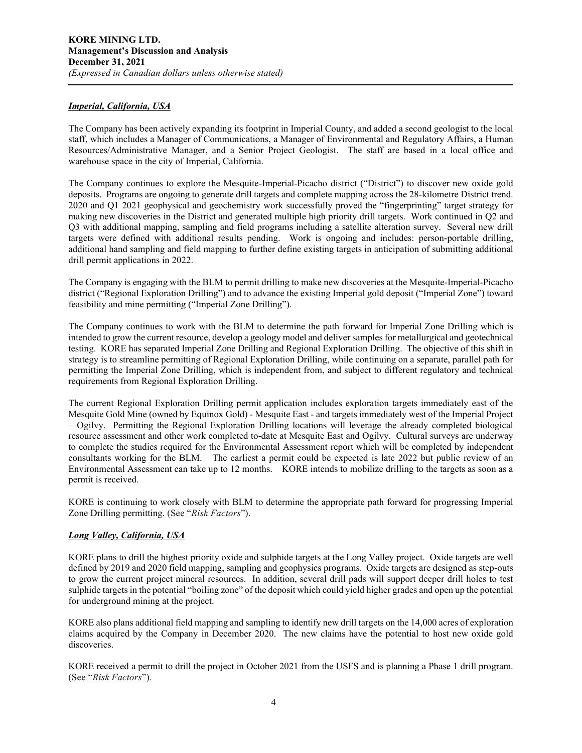### *Imperial, California, USA*

The Company has been actively expanding its footprint in Imperial County, and added a second geologist to the local staff, which includes a Manager of Communications, a Manager of Environmental and Regulatory Affairs, a Human Resources/Administrative Manager, and a Senior Project Geologist. The staff are based in a local office and warehouse space in the city of Imperial, California.

The Company continues to explore the Mesquite-Imperial-Picacho district ("District") to discover new oxide gold deposits. Programs are ongoing to generate drill targets and complete mapping across the 28-kilometre District trend. 2020 and Q1 2021 geophysical and geochemistry work successfully proved the "fingerprinting" target strategy for making new discoveries in the District and generated multiple high priority drill targets. Work continued in Q2 and Q3 with additional mapping, sampling and field programs including a satellite alteration survey. Several new drill targets were defined with additional results pending. Work is ongoing and includes: person-portable drilling, additional hand sampling and field mapping to further define existing targets in anticipation of submitting additional drill permit applications in 2022.

The Company is engaging with the BLM to permit drilling to make new discoveries at the Mesquite-Imperial-Picacho district ("Regional Exploration Drilling") and to advance the existing Imperial gold deposit ("Imperial Zone") toward feasibility and mine permitting ("Imperial Zone Drilling").

The Company continues to work with the BLM to determine the path forward for Imperial Zone Drilling which is intended to grow the current resource, develop a geology model and deliver samples for metallurgical and geotechnical testing. KORE has separated Imperial Zone Drilling and Regional Exploration Drilling. The objective of this shift in strategy is to streamline permitting of Regional Exploration Drilling, while continuing on a separate, parallel path for permitting the Imperial Zone Drilling, which is independent from, and subject to different regulatory and technical requirements from Regional Exploration Drilling.

The current Regional Exploration Drilling permit application includes exploration targets immediately east of the Mesquite Gold Mine (owned by Equinox Gold) - Mesquite East - and targets immediately west of the Imperial Project – Ogilvy. Permitting the Regional Exploration Drilling locations will leverage the already completed biological resource assessment and other work completed to-date at Mesquite East and Ogilvy. Cultural surveys are underway to complete the studies required for the Environmental Assessment report which will be completed by independent consultants working for the BLM. The earliest a permit could be expected is late 2022 but public review of an Environmental Assessment can take up to 12 months. KORE intends to mobilize drilling to the targets as soon as a permit is received.

KORE is continuing to work closely with BLM to determine the appropriate path forward for progressing Imperial Zone Drilling permitting. (See "*Risk Factors*").

### *Long Valley, California, USA*

KORE plans to drill the highest priority oxide and sulphide targets at the Long Valley project. Oxide targets are well defined by 2019 and 2020 field mapping, sampling and geophysics programs. Oxide targets are designed as step-outs to grow the current project mineral resources. In addition, several drill pads will support deeper drill holes to test sulphide targets in the potential "boiling zone" of the deposit which could yield higher grades and open up the potential for underground mining at the project.

KORE also plans additional field mapping and sampling to identify new drill targets on the 14,000 acres of exploration claims acquired by the Company in December 2020. The new claims have the potential to host new oxide gold discoveries.

KORE received a permit to drill the project in October 2021 from the USFS and is planning a Phase 1 drill program. (See "*Risk Factors*").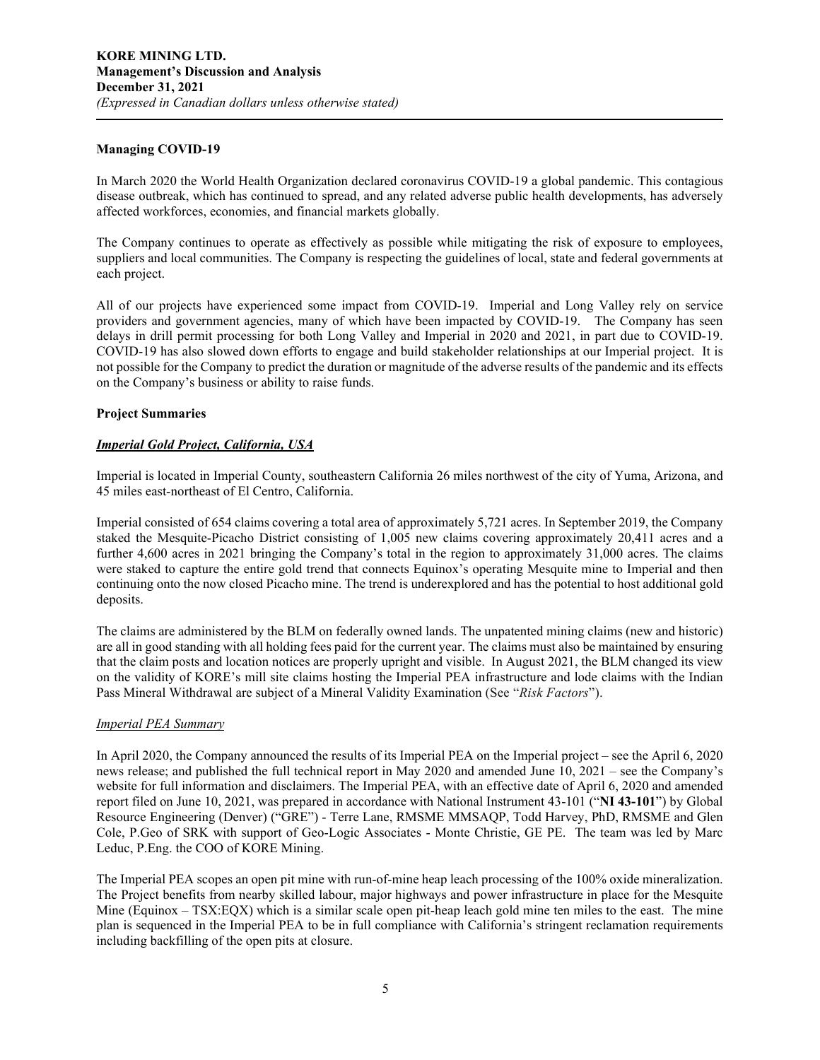**Managing COVID-19**

In March 2020 the World Health Organization declared coronavirus COVID-19 a global pandemic. This contagious disease outbreak, which has continued to spread, and any related adverse public health developments, has adversely affected workforces, economies, and financial markets globally.

The Company continues to operate as effectively as possible while mitigating the risk of exposure to employees, suppliers and local communities. The Company is respecting the guidelines of local, state and federal governments at each project.

All of our projects have experienced some impact from COVID-19. Imperial and Long Valley rely on service providers and government agencies, many of which have been impacted by COVID-19. The Company has seen delays in drill permit processing for both Long Valley and Imperial in 2020 and 2021, in part due to COVID-19. COVID-19 has also slowed down efforts to engage and build stakeholder relationships at our Imperial project. It is not possible for the Company to predict the duration or magnitude of the adverse results of the pandemic and its effects on the Company's business or ability to raise funds.

**Project Summaries**

***Imperial Gold Project, California, USA***

Imperial is located in Imperial County, southeastern California 26 miles northwest of the city of Yuma, Arizona, and 45 miles east-northeast of El Centro, California.

Imperial consisted of 654 claims covering a total area of approximately 5,721 acres. In September 2019, the Company staked the Mesquite-Picacho District consisting of 1,005 new claims covering approximately 20,411 acres and a further 4,600 acres in 2021 bringing the Company's total in the region to approximately 31,000 acres. The claims were staked to capture the entire gold trend that connects Equinox's operating Mesquite mine to Imperial and then continuing onto the now closed Picacho mine. The trend is underexplored and has the potential to host additional gold deposits.

The claims are administered by the BLM on federally owned lands. The unpatented mining claims (new and historic) are all in good standing with all holding fees paid for the current year. The claims must also be maintained by ensuring that the claim posts and location notices are properly upright and visible. In August 2021, the BLM changed its view on the validity of KORE's mill site claims hosting the Imperial PEA infrastructure and lode claims with the Indian Pass Mineral Withdrawal are subject of a Mineral Validity Examination (See "*Risk Factors*").

*Imperial PEA Summary*

In April 2020, the Company announced the results of its Imperial PEA on the Imperial project – see the April 6, 2020 news release; and published the full technical report in May 2020 and amended June 10, 2021 – see the Company's website for full information and disclaimers. The Imperial PEA, with an effective date of April 6, 2020 and amended report filed on June 10, 2021, was prepared in accordance with National Instrument 43-101 ("**NI 43-101**") by Global Resource Engineering (Denver) ("GRE") - Terre Lane, RMSME MMSAQP, Todd Harvey, PhD, RMSME and Glen Cole, P.Geo of SRK with support of Geo-Logic Associates - Monte Christie, GE PE. The team was led by Marc Leduc, P.Eng. the COO of KORE Mining.

The Imperial PEA scopes an open pit mine with run-of-mine heap leach processing of the 100% oxide mineralization. The Project benefits from nearby skilled labour, major highways and power infrastructure in place for the Mesquite Mine (Equinox – TSX:EQX) which is a similar scale open pit-heap leach gold mine ten miles to the east. The mine plan is sequenced in the Imperial PEA to be in full compliance with California's stringent reclamation requirements including backfilling of the open pits at closure.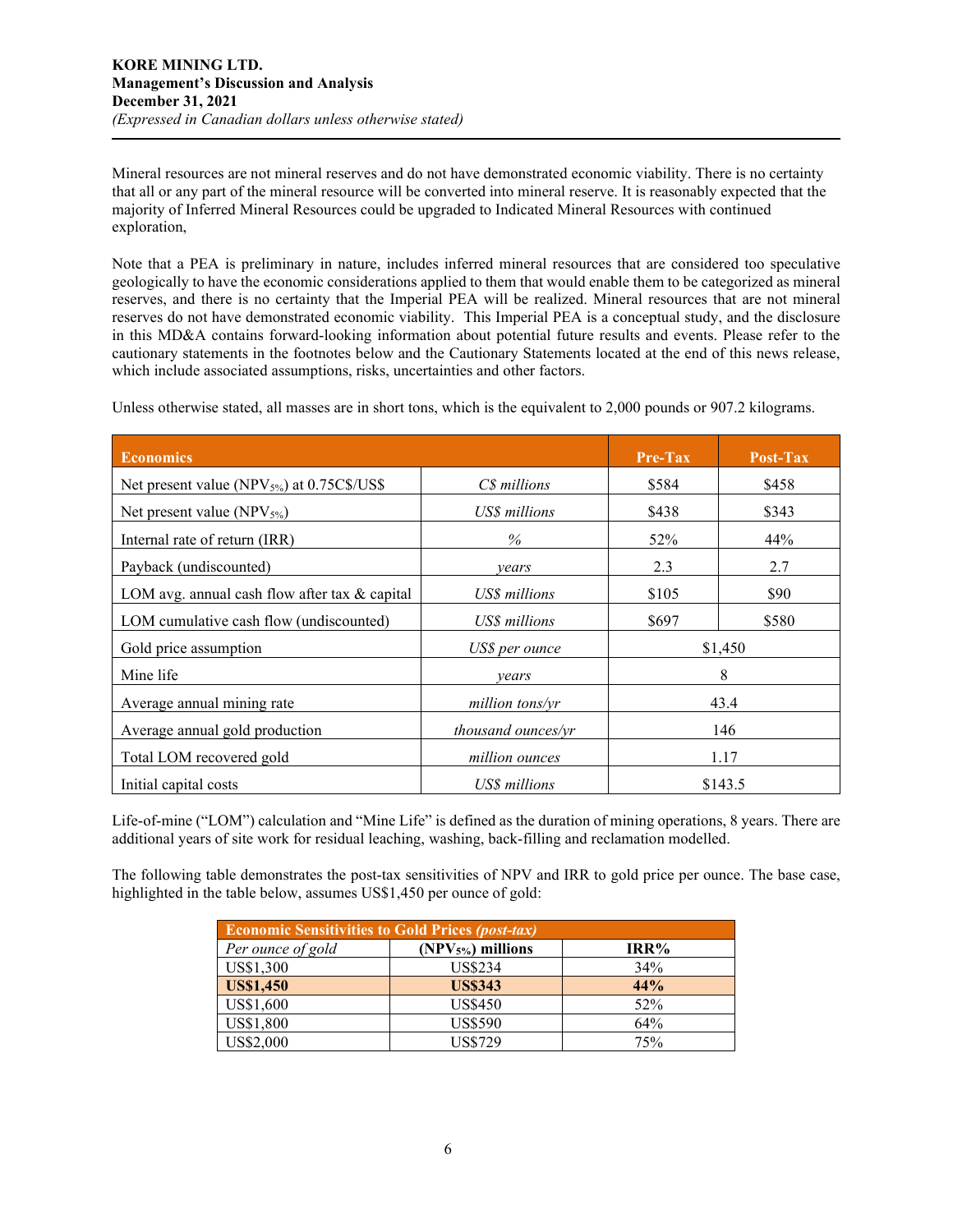Mineral resources are not mineral reserves and do not have demonstrated economic viability. There is no certainty that all or any part of the mineral resource will be converted into mineral reserve. It is reasonably expected that the majority of Inferred Mineral Resources could be upgraded to Indicated Mineral Resources with continued exploration,

Note that a PEA is preliminary in nature, includes inferred mineral resources that are considered too speculative geologically to have the economic considerations applied to them that would enable them to be categorized as mineral reserves, and there is no certainty that the Imperial PEA will be realized. Mineral resources that are not mineral reserves do not have demonstrated economic viability. This Imperial PEA is a conceptual study, and the disclosure in this MD&A contains forward-looking information about potential future results and events. Please refer to the cautionary statements in the footnotes below and the Cautionary Statements located at the end of this news release, which include associated assumptions, risks, uncertainties and other factors.

Unless otherwise stated, all masses are in short tons, which is the equivalent to 2,000 pounds or 907.2 kilograms.

| **Economics** | | **Pre-Tax** | **Post-Tax** |
|---|---|---|---|
| Net present value ($NPV_{5\%}$) at 0.75C$/US$ | *C$ millions* | $584 | $458 |
| Net present value ($NPV_{5\%}$) | *US$ millions* | $438 | $343 |
| Internal rate of return (IRR) | *%* | 52% | 44% |
| Payback (undiscounted) | *years* | 2.3 | 2.7 |
| LOM avg. annual cash flow after tax & capital | *US$ millions* | $105 | $90 |
| LOM cumulative cash flow (undiscounted) | *US$ millions* | $697 | $580 |
| Gold price assumption | *US$ per ounce* | $1,450 | |
| Mine life | *years* | 8 | |
| Average annual mining rate | *million tons/yr* | 43.4 | |
| Average annual gold production | *thousand ounces/yr* | 146 | |
| Total LOM recovered gold | *million ounces* | 1.17 | |
| Initial capital costs | *US$ millions* | $143.5 | |

Life-of-mine ("LOM") calculation and "Mine Life" is defined as the duration of mining operations, 8 years. There are additional years of site work for residual leaching, washing, back-filling and reclamation modelled.

The following table demonstrates the post-tax sensitivities of NPV and IRR to gold price per ounce. The base case, highlighted in the table below, assumes US$1,450 per ounce of gold:

| **Economic Sensitivities to Gold Prices *(post-tax)*** | | |
|---|---|---|
| *Per ounce of gold* | **($NPV_{5\%}$) millions** | **IRR%** |
| US$1,300 | US$234 | 34% |
| **US$1,450** | **US$343** | **44%** |
| US$1,600 | US$450 | 52% |
| US$1,800 | US$590 | 64% |
| US$2,000 | US$729 | 75% |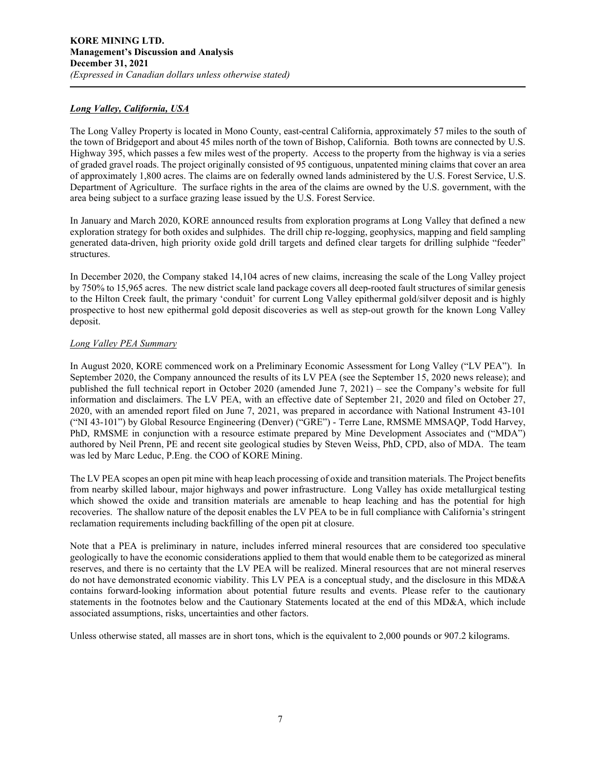### ***Long Valley, California, USA***

The Long Valley Property is located in Mono County, east-central California, approximately 57 miles to the south of the town of Bridgeport and about 45 miles north of the town of Bishop, California. Both towns are connected by U.S. Highway 395, which passes a few miles west of the property. Access to the property from the highway is via a series of graded gravel roads. The project originally consisted of 95 contiguous, unpatented mining claims that cover an area of approximately 1,800 acres. The claims are on federally owned lands administered by the U.S. Forest Service, U.S. Department of Agriculture. The surface rights in the area of the claims are owned by the U.S. government, with the area being subject to a surface grazing lease issued by the U.S. Forest Service.

In January and March 2020, KORE announced results from exploration programs at Long Valley that defined a new exploration strategy for both oxides and sulphides. The drill chip re-logging, geophysics, mapping and field sampling generated data-driven, high priority oxide gold drill targets and defined clear targets for drilling sulphide "feeder" structures.

In December 2020, the Company staked 14,104 acres of new claims, increasing the scale of the Long Valley project by 750% to 15,965 acres. The new district scale land package covers all deep-rooted fault structures of similar genesis to the Hilton Creek fault, the primary 'conduit' for current Long Valley epithermal gold/silver deposit and is highly prospective to host new epithermal gold deposit discoveries as well as step-out growth for the known Long Valley deposit.

#### *Long Valley PEA Summary*

In August 2020, KORE commenced work on a Preliminary Economic Assessment for Long Valley ("LV PEA"). In September 2020, the Company announced the results of its LV PEA (see the September 15, 2020 news release); and published the full technical report in October 2020 (amended June 7, 2021) – see the Company's website for full information and disclaimers. The LV PEA, with an effective date of September 21, 2020 and filed on October 27, 2020, with an amended report filed on June 7, 2021, was prepared in accordance with National Instrument 43-101 ("NI 43-101") by Global Resource Engineering (Denver) ("GRE") - Terre Lane, RMSME MMSAQP, Todd Harvey, PhD, RMSME in conjunction with a resource estimate prepared by Mine Development Associates and ("MDA") authored by Neil Prenn, PE and recent site geological studies by Steven Weiss, PhD, CPD, also of MDA. The team was led by Marc Leduc, P.Eng. the COO of KORE Mining.

The LV PEA scopes an open pit mine with heap leach processing of oxide and transition materials. The Project benefits from nearby skilled labour, major highways and power infrastructure. Long Valley has oxide metallurgical testing which showed the oxide and transition materials are amenable to heap leaching and has the potential for high recoveries. The shallow nature of the deposit enables the LV PEA to be in full compliance with California's stringent reclamation requirements including backfilling of the open pit at closure.

Note that a PEA is preliminary in nature, includes inferred mineral resources that are considered too speculative geologically to have the economic considerations applied to them that would enable them to be categorized as mineral reserves, and there is no certainty that the LV PEA will be realized. Mineral resources that are not mineral reserves do not have demonstrated economic viability. This LV PEA is a conceptual study, and the disclosure in this MD&A contains forward-looking information about potential future results and events. Please refer to the cautionary statements in the footnotes below and the Cautionary Statements located at the end of this MD&A, which include associated assumptions, risks, uncertainties and other factors.

Unless otherwise stated, all masses are in short tons, which is the equivalent to 2,000 pounds or 907.2 kilograms.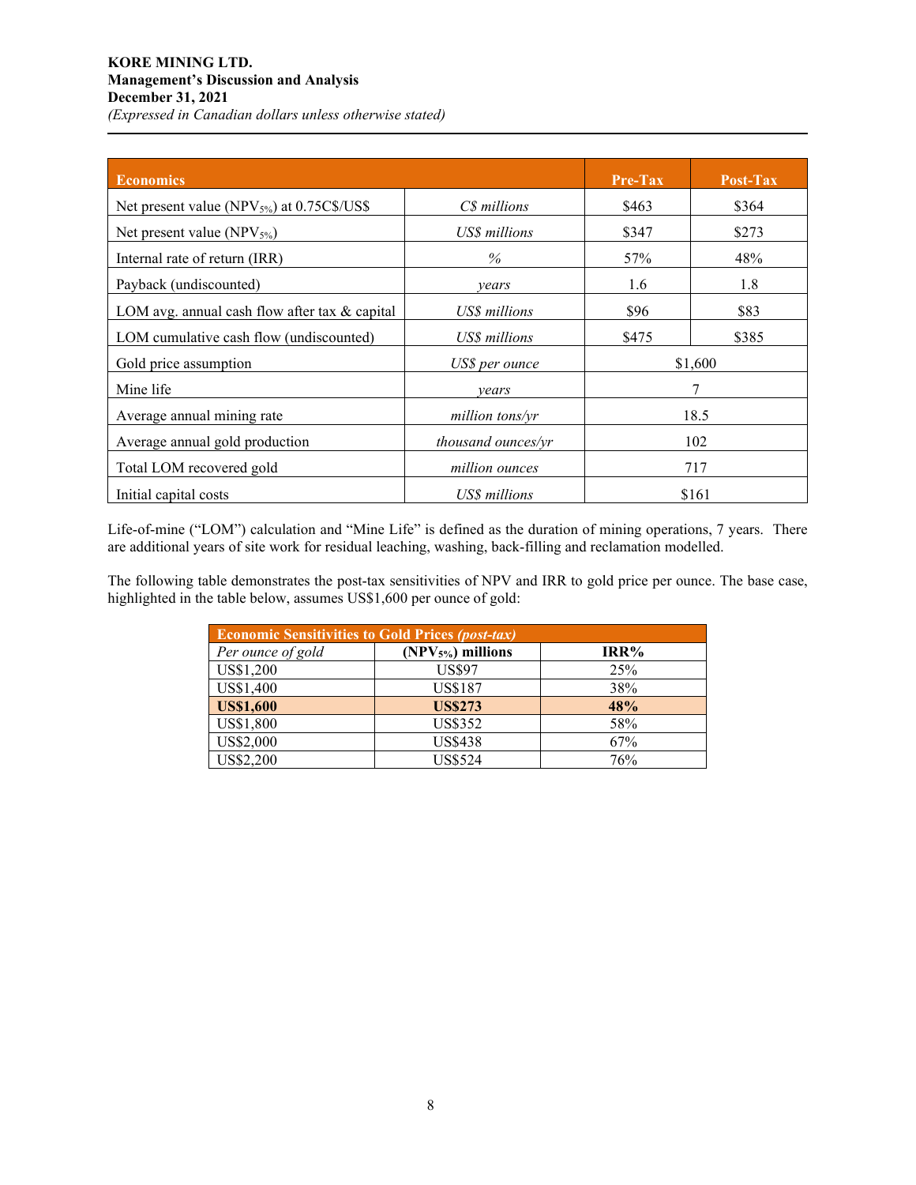| Economics | | Pre-Tax | Post-Tax |
|---|---|---|---|
| Net present value ($NPV_{5\%}$) at 0.75C$/US$ | *C$ millions* | $463 | $364 |
| Net present value ($NPV_{5\%}$) | *US$ millions* | $347 | $273 |
| Internal rate of return (IRR) | *%* | 57% | 48% |
| Payback (undiscounted) | *years* | 1.6 | 1.8 |
| LOM avg. annual cash flow after tax & capital | *US$ millions* | $96 | $83 |
| LOM cumulative cash flow (undiscounted) | *US$ millions* | $475 | $385 |
| Gold price assumption | *US$ per ounce* | $1,600 | |
| Mine life | *years* | 7 | |
| Average annual mining rate | *million tons/yr* | 18.5 | |
| Average annual gold production | *thousand ounces/yr* | 102 | |
| Total LOM recovered gold | *million ounces* | 717 | |
| Initial capital costs | *US$ millions* | $161 | |

Life-of-mine ("LOM") calculation and "Mine Life" is defined as the duration of mining operations, 7 years. There are additional years of site work for residual leaching, washing, back-filling and reclamation modelled.

The following table demonstrates the post-tax sensitivities of NPV and IRR to gold price per ounce. The base case, highlighted in the table below, assumes US$1,600 per ounce of gold:

| Economic Sensitivities to Gold Prices *(post-tax)* | | |
|---|---|---|
| *Per ounce of gold* | **($NPV_{5\%}$) millions** | **IRR%** |
| US$1,200 | US$97 | 25% |
| US$1,400 | US$187 | 38% |
| **US$1,600** | **US$273** | **48%** |
| US$1,800 | US$352 | 58% |
| US$2,000 | US$438 | 67% |
| US$2,200 | US$524 | 76% |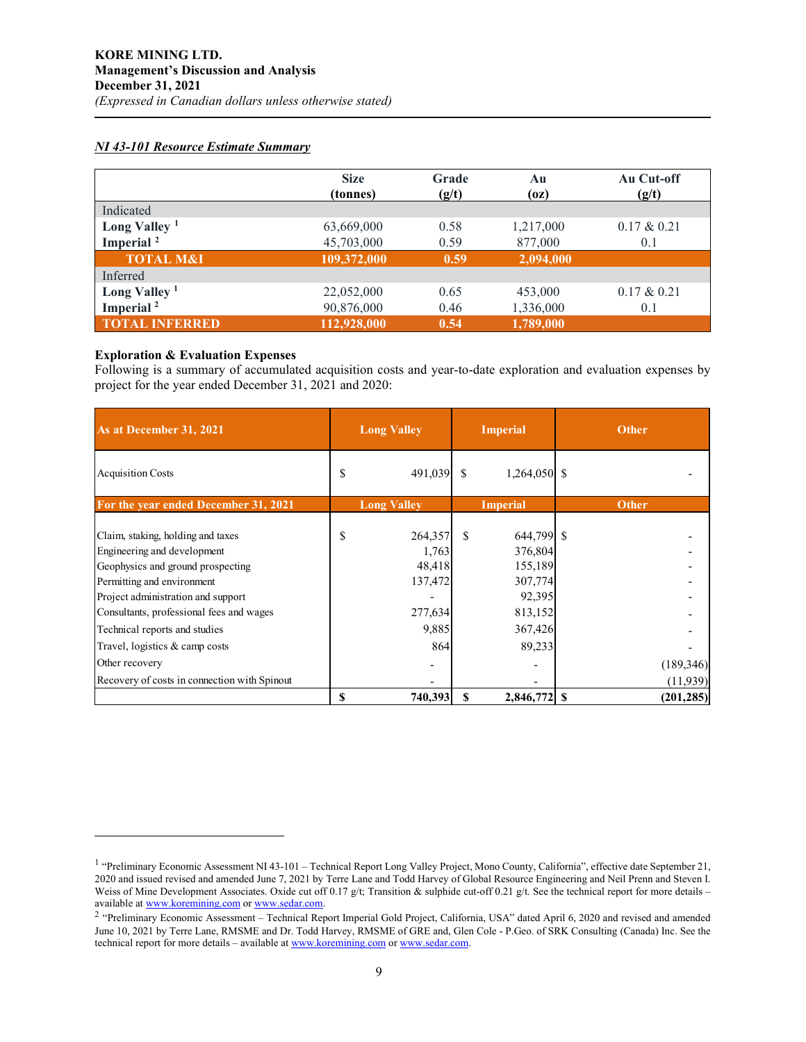### *NI 43-101 Resource Estimate Summary*

| | Size (tonnes) | Grade (g/t) | Au (oz) | Au Cut-off (g/t) |
|---|---|---|---|---|
| Indicated | | | | |
| **Long Valley** [1] | 63,669,000 | 0.58 | 1,217,000 | 0.17 & 0.21 |
| **Imperial** [2] | 45,703,000 | 0.59 | 877,000 | 0.1 |
| **TOTAL M&I** | **109,372,000** | **0.59** | **2,094,000** | |
| Inferred | | | | |
| **Long Valley** [1] | 22,052,000 | 0.65 | 453,000 | 0.17 & 0.21 |
| **Imperial** [2] | 90,876,000 | 0.46 | 1,336,000 | 0.1 |
| **TOTAL INFERRED** | **112,928,000** | **0.54** | **1,789,000** | |

**Exploration & Evaluation Expenses**

Following is a summary of accumulated acquisition costs and year-to-date exploration and evaluation expenses by project for the year ended December 31, 2021 and 2020:

| **As at December 31, 2021** | **Long Valley** | **Imperial** | **Other** |
|---|---|---|---|
| Acquisition Costs | $ 491,039 | $ 1,264,050 | $ - |
| **For the year ended December 31, 2021** | **Long Valley** | **Imperial** | **Other** |
| Claim, staking, holding and taxes | $ 264,357 | $ 644,799 | $ - |
| Engineering and development | 1,763 | 376,804 | - |
| Geophysics and ground prospecting | 48,418 | 155,189 | - |
| Permitting and environment | 137,472 | 307,774 | - |
| Project administration and support | - | 92,395 | - |
| Consultants, professional fees and wages | 277,634 | 813,152 | - |
| Technical reports and studies | 9,885 | 367,426 | - |
| Travel, logistics & camp costs | 864 | 89,233 | - |
| Other recovery | - | - | (189,346) |
| Recovery of costs in connection with Spinout | - | - | (11,939) |
| | **$ 740,393** | **$ 2,846,772** | **$ (201,285)** |

---

[1] "Preliminary Economic Assessment NI 43-101 – Technical Report Long Valley Project, Mono County, California", effective date September 21, 2020 and issued revised and amended June 7, 2021 by Terre Lane and Todd Harvey of Global Resource Engineering and Neil Prenn and Steven I. Weiss of Mine Development Associates. Oxide cut off 0.17 g/t; Transition & sulphide cut-off 0.21 g/t. See the technical report for more details – available at www.koremining.com or www.sedar.com.

[2] "Preliminary Economic Assessment – Technical Report Imperial Gold Project, California, USA" dated April 6, 2020 and revised and amended June 10, 2021 by Terre Lane, RMSME and Dr. Todd Harvey, RMSME of GRE and, Glen Cole - P.Geo. of SRK Consulting (Canada) Inc. See the technical report for more details – available at www.koremining.com or www.sedar.com.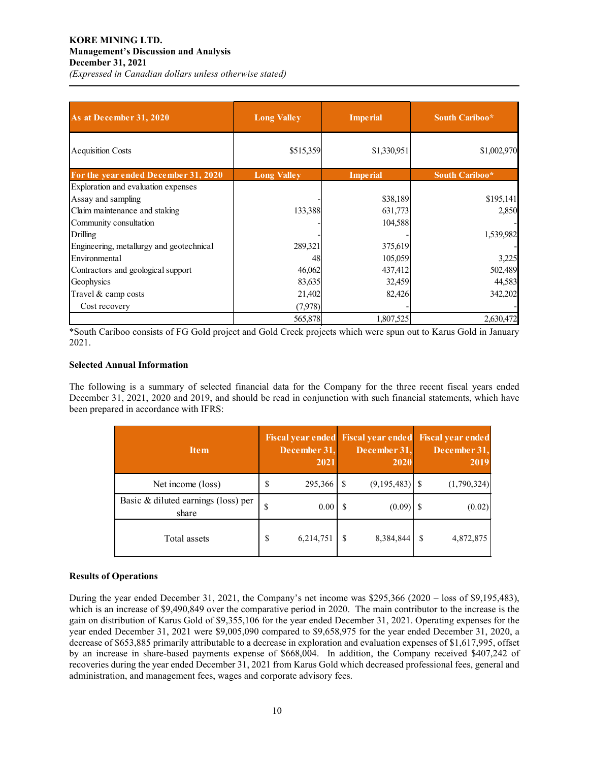| As at December 31, 2020 | Long Valley | Imperial | South Cariboo* |
|---|---|---|---|
| Acquisition Costs | $515,359 | $1,330,951 | $1,002,970 |
| **For the year ended December 31, 2020** | **Long Valley** | **Imperial** | **South Cariboo*** |
| Exploration and evaluation expenses | | | |
| Assay and sampling | - | $38,189 | $195,141 |
| Claim maintenance and staking | 133,388 | 631,773 | 2,850 |
| Community consultation | - | 104,588 | - |
| Drilling | - | - | 1,539,982 |
| Engineering, metallurgy and geotechnical | 289,321 | 375,619 | - |
| Environmental | 48 | 105,059 | 3,225 |
| Contractors and geological support | 46,062 | 437,412 | 502,489 |
| Geophysics | 83,635 | 32,459 | 44,583 |
| Travel & camp costs | 21,402 | 82,426 | 342,202 |
| Cost recovery | (7,978) | - | - |
| | 565,878 | 1,807,525 | 2,630,472 |

*South Cariboo consists of FG Gold project and Gold Creek projects which were spun out to Karus Gold in January 2021.

**Selected Annual Information**

The following is a summary of selected financial data for the Company for the three recent fiscal years ended December 31, 2021, 2020 and 2019, and should be read in conjunction with such financial statements, which have been prepared in accordance with IFRS:

| Item | Fiscal year ended December 31, 2021 | Fiscal year ended December 31, 2020 | Fiscal year ended December 31, 2019 |
|---|---|---|---|
| Net income (loss) | $ 295,366 | $ (9,195,483) | $ (1,790,324) |
| Basic & diluted earnings (loss) per share | $ 0.00 | $ (0.09) | $ (0.02) |
| Total assets | $ 6,214,751 | $ 8,384,844 | $ 4,872,875 |

**Results of Operations**

During the year ended December 31, 2021, the Company's net income was $295,366 (2020 – loss of $9,195,483), which is an increase of $9,490,849 over the comparative period in 2020. The main contributor to the increase is the gain on distribution of Karus Gold of $9,355,106 for the year ended December 31, 2021. Operating expenses for the year ended December 31, 2021 were $9,005,090 compared to $9,658,975 for the year ended December 31, 2020, a decrease of $653,885 primarily attributable to a decrease in exploration and evaluation expenses of $1,617,995, offset by an increase in share-based payments expense of $668,004. In addition, the Company received $407,242 of recoveries during the year ended December 31, 2021 from Karus Gold which decreased professional fees, general and administration, and management fees, wages and corporate advisory fees.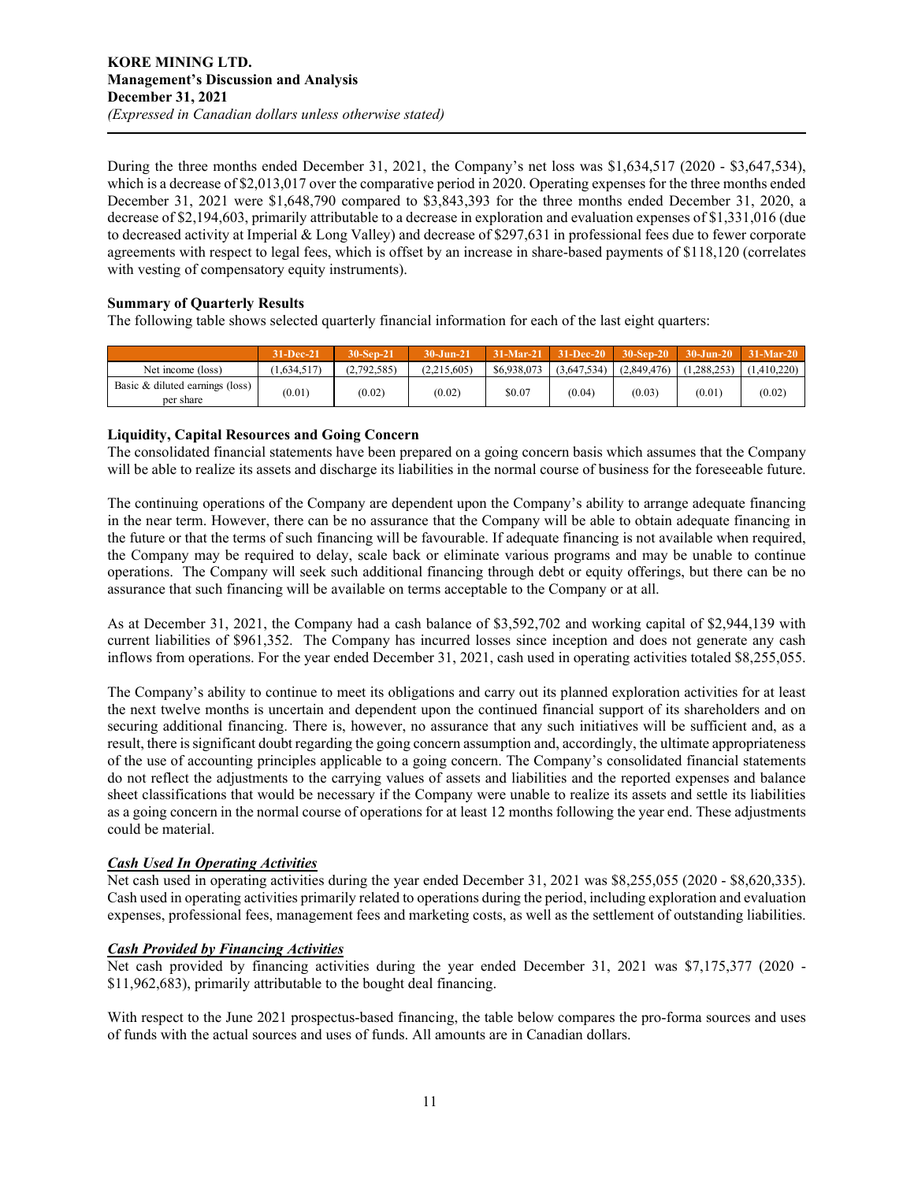During the three months ended December 31, 2021, the Company's net loss was $1,634,517 (2020 - $3,647,534), which is a decrease of $2,013,017 over the comparative period in 2020. Operating expenses for the three months ended December 31, 2021 were $1,648,790 compared to $3,843,393 for the three months ended December 31, 2020, a decrease of $2,194,603, primarily attributable to a decrease in exploration and evaluation expenses of $1,331,016 (due to decreased activity at Imperial & Long Valley) and decrease of $297,631 in professional fees due to fewer corporate agreements with respect to legal fees, which is offset by an increase in share-based payments of $118,120 (correlates with vesting of compensatory equity instruments).

**Summary of Quarterly Results**

The following table shows selected quarterly financial information for each of the last eight quarters:

| | 31-Dec-21 | 30-Sep-21 | 30-Jun-21 | 31-Mar-21 | 31-Dec-20 | 30-Sep-20 | 30-Jun-20 | 31-Mar-20 |
|---|---|---|---|---|---|---|---|---|
| Net income (loss) | (1,634,517) | (2,792,585) | (2,215,605) | $6,938,073 | (3,647,534) | (2,849,476) | (1,288,253) | (1,410,220) |
| Basic & diluted earnings (loss) per share | (0.01) | (0.02) | (0.02) | $0.07 | (0.04) | (0.03) | (0.01) | (0.02) |

**Liquidity, Capital Resources and Going Concern**

The consolidated financial statements have been prepared on a going concern basis which assumes that the Company will be able to realize its assets and discharge its liabilities in the normal course of business for the foreseeable future.

The continuing operations of the Company are dependent upon the Company's ability to arrange adequate financing in the near term. However, there can be no assurance that the Company will be able to obtain adequate financing in the future or that the terms of such financing will be favourable. If adequate financing is not available when required, the Company may be required to delay, scale back or eliminate various programs and may be unable to continue operations. The Company will seek such additional financing through debt or equity offerings, but there can be no assurance that such financing will be available on terms acceptable to the Company or at all.

As at December 31, 2021, the Company had a cash balance of $3,592,702 and working capital of $2,944,139 with current liabilities of $961,352. The Company has incurred losses since inception and does not generate any cash inflows from operations. For the year ended December 31, 2021, cash used in operating activities totaled $8,255,055.

The Company's ability to continue to meet its obligations and carry out its planned exploration activities for at least the next twelve months is uncertain and dependent upon the continued financial support of its shareholders and on securing additional financing. There is, however, no assurance that any such initiatives will be sufficient and, as a result, there is significant doubt regarding the going concern assumption and, accordingly, the ultimate appropriateness of the use of accounting principles applicable to a going concern. The Company's consolidated financial statements do not reflect the adjustments to the carrying values of assets and liabilities and the reported expenses and balance sheet classifications that would be necessary if the Company were unable to realize its assets and settle its liabilities as a going concern in the normal course of operations for at least 12 months following the year end. These adjustments could be material.

***Cash Used In Operating Activities***

Net cash used in operating activities during the year ended December 31, 2021 was $8,255,055 (2020 - $8,620,335). Cash used in operating activities primarily related to operations during the period, including exploration and evaluation expenses, professional fees, management fees and marketing costs, as well as the settlement of outstanding liabilities.

***Cash Provided by Financing Activities***

Net cash provided by financing activities during the year ended December 31, 2021 was $7,175,377 (2020 - $11,962,683), primarily attributable to the bought deal financing.

With respect to the June 2021 prospectus-based financing, the table below compares the pro-forma sources and uses of funds with the actual sources and uses of funds. All amounts are in Canadian dollars.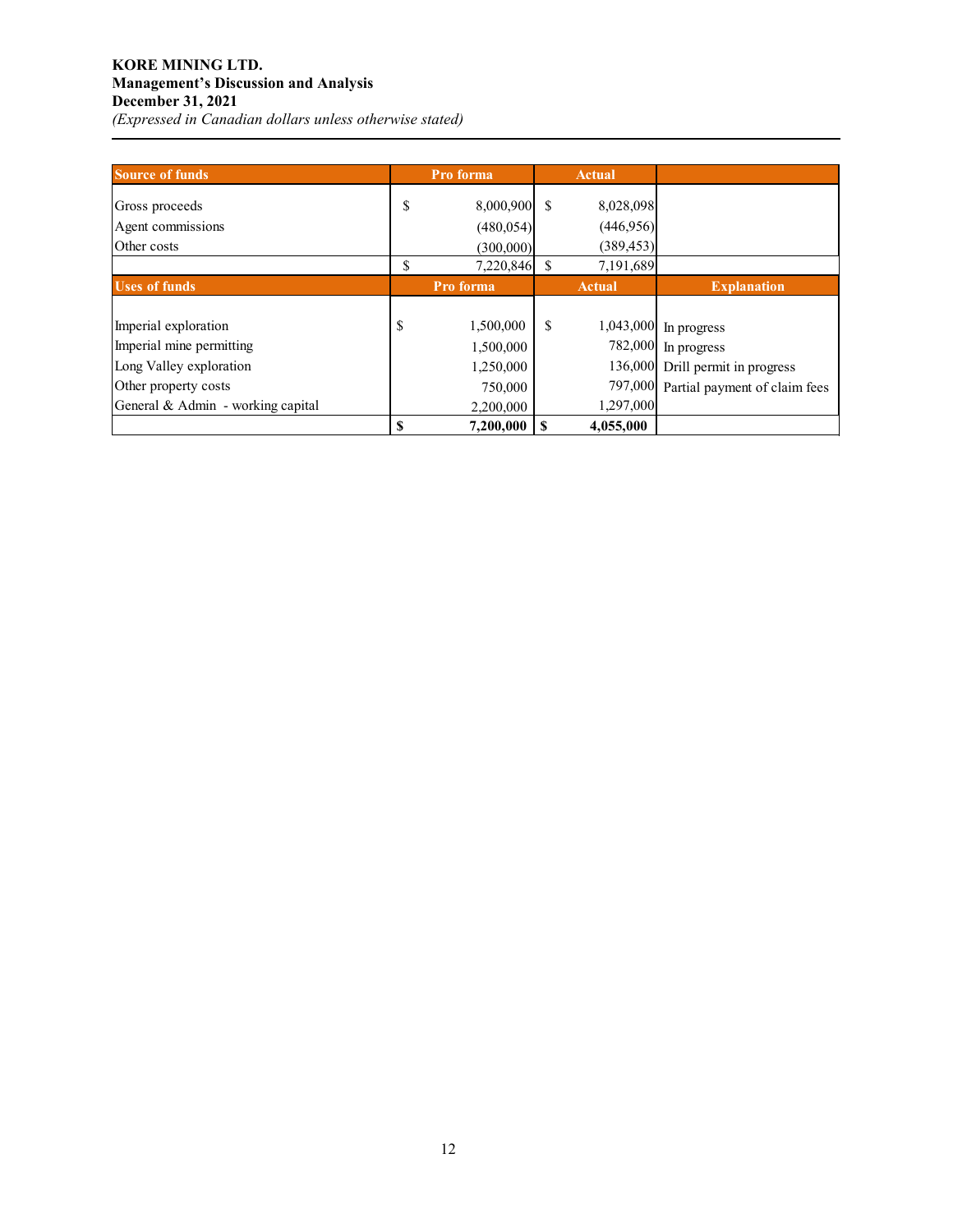| Source of funds | Pro forma | Actual | |
|---|---|---|---|
| Gross proceeds | $ 8,000,900 | $ 8,028,098 | |
| Agent commissions | (480,054) | (446,956) | |
| Other costs | (300,000) | (389,453) | |
| | $ 7,220,846 | $ 7,191,689 | |

| Uses of funds | Pro forma | Actual | Explanation |
|---|---|---|---|
| Imperial exploration | $ 1,500,000 | $ 1,043,000 | In progress |
| Imperial mine permitting | 1,500,000 | 782,000 | In progress |
| Long Valley exploration | 1,250,000 | 136,000 | Drill permit in progress |
| Other property costs | 750,000 | 797,000 | Partial payment of claim fees |
| General & Admin - working capital | 2,200,000 | 1,297,000 | |
| | **$ 7,200,000** | **$ 4,055,000** | |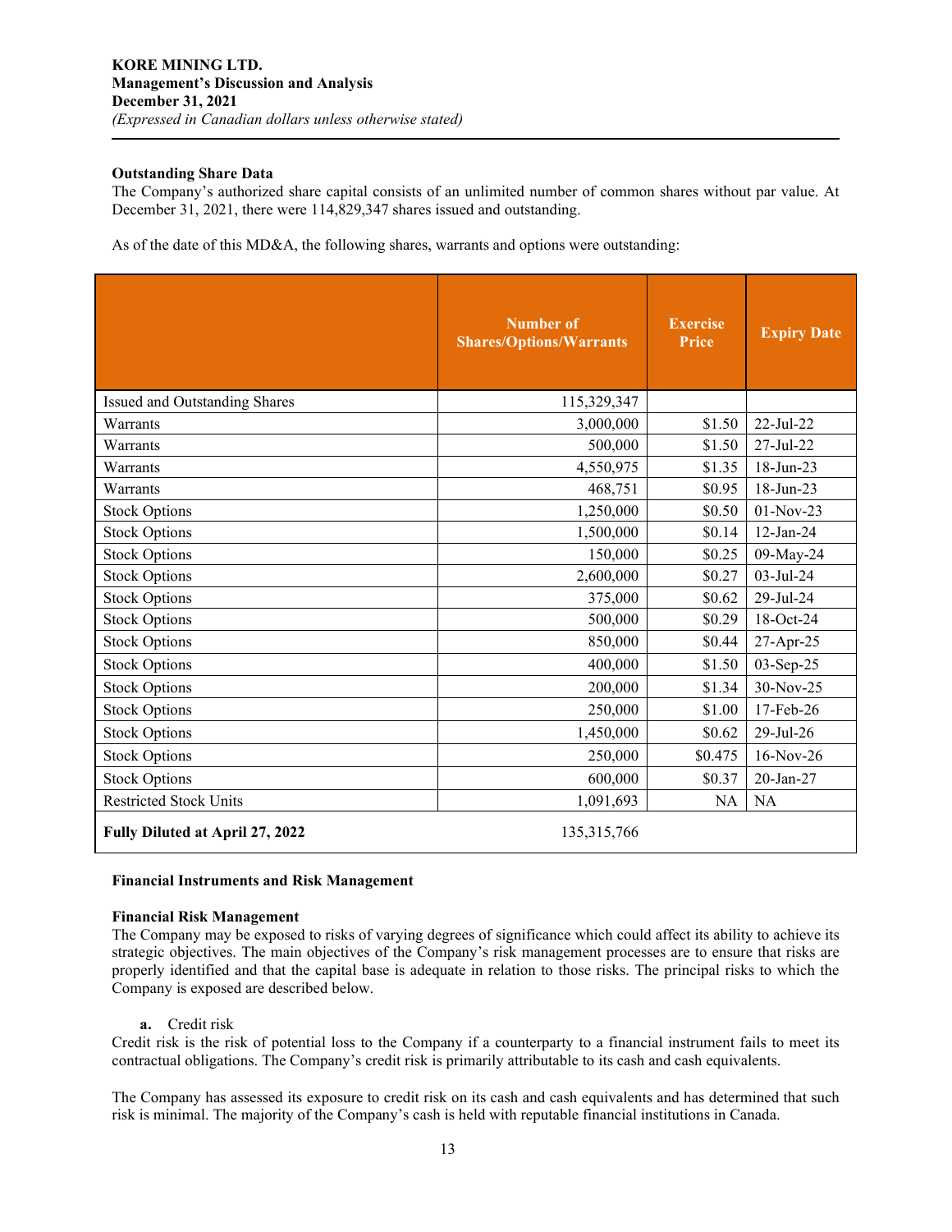**Outstanding Share Data**

The Company's authorized share capital consists of an unlimited number of common shares without par value. At December 31, 2021, there were 114,829,347 shares issued and outstanding.

As of the date of this MD&A, the following shares, warrants and options were outstanding:

| | Number of Shares/Options/Warrants | Exercise Price | Expiry Date |
|---|---|---|---|
| Issued and Outstanding Shares | 115,329,347 | | |
| Warrants | 3,000,000 | $1.50 | 22-Jul-22 |
| Warrants | 500,000 | $1.50 | 27-Jul-22 |
| Warrants | 4,550,975 | $1.35 | 18-Jun-23 |
| Warrants | 468,751 | $0.95 | 18-Jun-23 |
| Stock Options | 1,250,000 | $0.50 | 01-Nov-23 |
| Stock Options | 1,500,000 | $0.14 | 12-Jan-24 |
| Stock Options | 150,000 | $0.25 | 09-May-24 |
| Stock Options | 2,600,000 | $0.27 | 03-Jul-24 |
| Stock Options | 375,000 | $0.62 | 29-Jul-24 |
| Stock Options | 500,000 | $0.29 | 18-Oct-24 |
| Stock Options | 850,000 | $0.44 | 27-Apr-25 |
| Stock Options | 400,000 | $1.50 | 03-Sep-25 |
| Stock Options | 200,000 | $1.34 | 30-Nov-25 |
| Stock Options | 250,000 | $1.00 | 17-Feb-26 |
| Stock Options | 1,450,000 | $0.62 | 29-Jul-26 |
| Stock Options | 250,000 | $0.475 | 16-Nov-26 |
| Stock Options | 600,000 | $0.37 | 20-Jan-27 |
| Restricted Stock Units | 1,091,693 | NA | NA |
| **Fully Diluted at April 27, 2022** | 135,315,766 | | |

**Financial Instruments and Risk Management**

**Financial Risk Management**

The Company may be exposed to risks of varying degrees of significance which could affect its ability to achieve its strategic objectives. The main objectives of the Company's risk management processes are to ensure that risks are properly identified and that the capital base is adequate in relation to those risks. The principal risks to which the Company is exposed are described below.

**a.** Credit risk

Credit risk is the risk of potential loss to the Company if a counterparty to a financial instrument fails to meet its contractual obligations. The Company's credit risk is primarily attributable to its cash and cash equivalents.

The Company has assessed its exposure to credit risk on its cash and cash equivalents and has determined that such risk is minimal. The majority of the Company's cash is held with reputable financial institutions in Canada.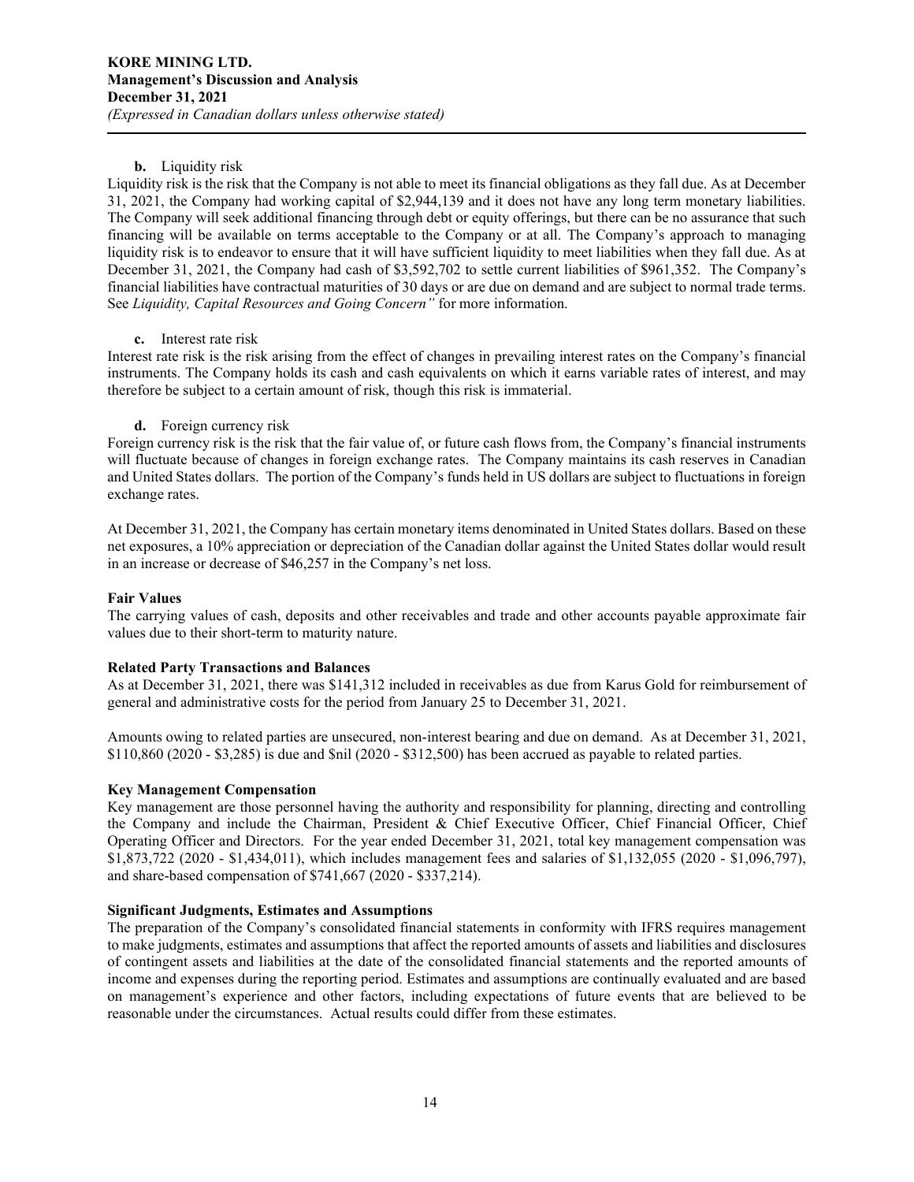**b.** Liquidity risk

Liquidity risk is the risk that the Company is not able to meet its financial obligations as they fall due. As at December 31, 2021, the Company had working capital of $2,944,139 and it does not have any long term monetary liabilities. The Company will seek additional financing through debt or equity offerings, but there can be no assurance that such financing will be available on terms acceptable to the Company or at all. The Company's approach to managing liquidity risk is to endeavor to ensure that it will have sufficient liquidity to meet liabilities when they fall due. As at December 31, 2021, the Company had cash of $3,592,702 to settle current liabilities of $961,352. The Company's financial liabilities have contractual maturities of 30 days or are due on demand and are subject to normal trade terms. See *Liquidity, Capital Resources and Going Concern"* for more information.

**c.** Interest rate risk

Interest rate risk is the risk arising from the effect of changes in prevailing interest rates on the Company's financial instruments. The Company holds its cash and cash equivalents on which it earns variable rates of interest, and may therefore be subject to a certain amount of risk, though this risk is immaterial.

**d.** Foreign currency risk

Foreign currency risk is the risk that the fair value of, or future cash flows from, the Company's financial instruments will fluctuate because of changes in foreign exchange rates. The Company maintains its cash reserves in Canadian and United States dollars. The portion of the Company's funds held in US dollars are subject to fluctuations in foreign exchange rates.

At December 31, 2021, the Company has certain monetary items denominated in United States dollars. Based on these net exposures, a 10% appreciation or depreciation of the Canadian dollar against the United States dollar would result in an increase or decrease of $46,257 in the Company's net loss.

**Fair Values**

The carrying values of cash, deposits and other receivables and trade and other accounts payable approximate fair values due to their short-term to maturity nature.

**Related Party Transactions and Balances**

As at December 31, 2021, there was $141,312 included in receivables as due from Karus Gold for reimbursement of general and administrative costs for the period from January 25 to December 31, 2021.

Amounts owing to related parties are unsecured, non-interest bearing and due on demand. As at December 31, 2021, $110,860 (2020 - $3,285) is due and $nil (2020 - $312,500) has been accrued as payable to related parties.

**Key Management Compensation**

Key management are those personnel having the authority and responsibility for planning, directing and controlling the Company and include the Chairman, President & Chief Executive Officer, Chief Financial Officer, Chief Operating Officer and Directors. For the year ended December 31, 2021, total key management compensation was $1,873,722 (2020 - $1,434,011), which includes management fees and salaries of $1,132,055 (2020 - $1,096,797), and share-based compensation of $741,667 (2020 - $337,214).

**Significant Judgments, Estimates and Assumptions**

The preparation of the Company's consolidated financial statements in conformity with IFRS requires management to make judgments, estimates and assumptions that affect the reported amounts of assets and liabilities and disclosures of contingent assets and liabilities at the date of the consolidated financial statements and the reported amounts of income and expenses during the reporting period. Estimates and assumptions are continually evaluated and are based on management's experience and other factors, including expectations of future events that are believed to be reasonable under the circumstances. Actual results could differ from these estimates.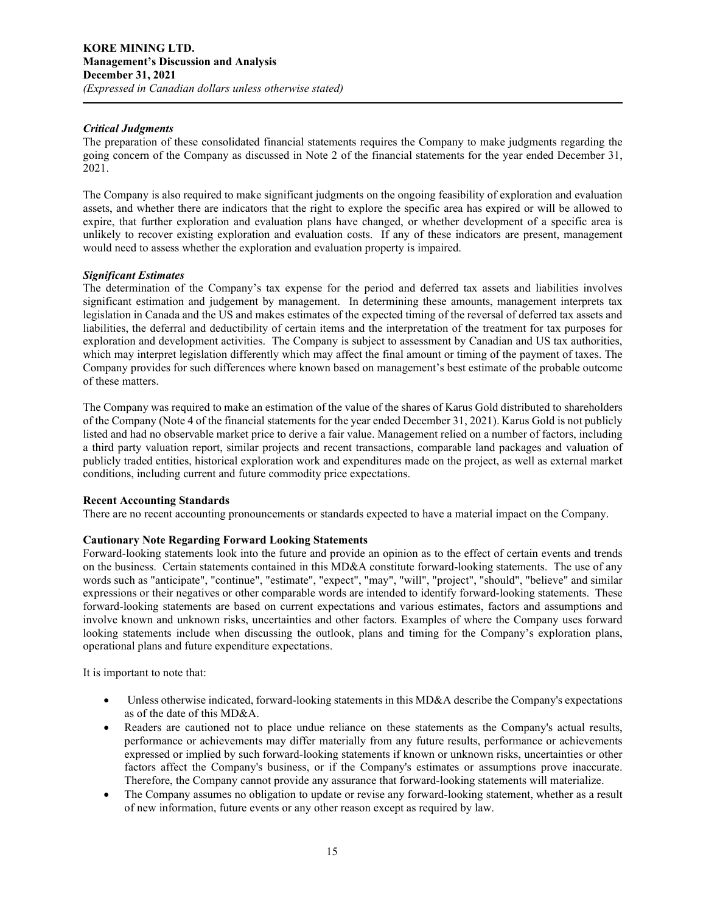***Critical Judgments***

The preparation of these consolidated financial statements requires the Company to make judgments regarding the going concern of the Company as discussed in Note 2 of the financial statements for the year ended December 31, 2021.

The Company is also required to make significant judgments on the ongoing feasibility of exploration and evaluation assets, and whether there are indicators that the right to explore the specific area has expired or will be allowed to expire, that further exploration and evaluation plans have changed, or whether development of a specific area is unlikely to recover existing exploration and evaluation costs. If any of these indicators are present, management would need to assess whether the exploration and evaluation property is impaired.

***Significant Estimates***

The determination of the Company's tax expense for the period and deferred tax assets and liabilities involves significant estimation and judgement by management. In determining these amounts, management interprets tax legislation in Canada and the US and makes estimates of the expected timing of the reversal of deferred tax assets and liabilities, the deferral and deductibility of certain items and the interpretation of the treatment for tax purposes for exploration and development activities. The Company is subject to assessment by Canadian and US tax authorities, which may interpret legislation differently which may affect the final amount or timing of the payment of taxes. The Company provides for such differences where known based on management's best estimate of the probable outcome of these matters.

The Company was required to make an estimation of the value of the shares of Karus Gold distributed to shareholders of the Company (Note 4 of the financial statements for the year ended December 31, 2021). Karus Gold is not publicly listed and had no observable market price to derive a fair value. Management relied on a number of factors, including a third party valuation report, similar projects and recent transactions, comparable land packages and valuation of publicly traded entities, historical exploration work and expenditures made on the project, as well as external market conditions, including current and future commodity price expectations.

**Recent Accounting Standards**

There are no recent accounting pronouncements or standards expected to have a material impact on the Company.

**Cautionary Note Regarding Forward Looking Statements**

Forward-looking statements look into the future and provide an opinion as to the effect of certain events and trends on the business. Certain statements contained in this MD&A constitute forward-looking statements. The use of any words such as "anticipate", "continue", "estimate", "expect", "may", "will", "project", "should", "believe" and similar expressions or their negatives or other comparable words are intended to identify forward-looking statements. These forward-looking statements are based on current expectations and various estimates, factors and assumptions and involve known and unknown risks, uncertainties and other factors. Examples of where the Company uses forward looking statements include when discussing the outlook, plans and timing for the Company's exploration plans, operational plans and future expenditure expectations.

It is important to note that:

- Unless otherwise indicated, forward-looking statements in this MD&A describe the Company's expectations as of the date of this MD&A.
- Readers are cautioned not to place undue reliance on these statements as the Company's actual results, performance or achievements may differ materially from any future results, performance or achievements expressed or implied by such forward-looking statements if known or unknown risks, uncertainties or other factors affect the Company's business, or if the Company's estimates or assumptions prove inaccurate. Therefore, the Company cannot provide any assurance that forward-looking statements will materialize.
- The Company assumes no obligation to update or revise any forward-looking statement, whether as a result of new information, future events or any other reason except as required by law.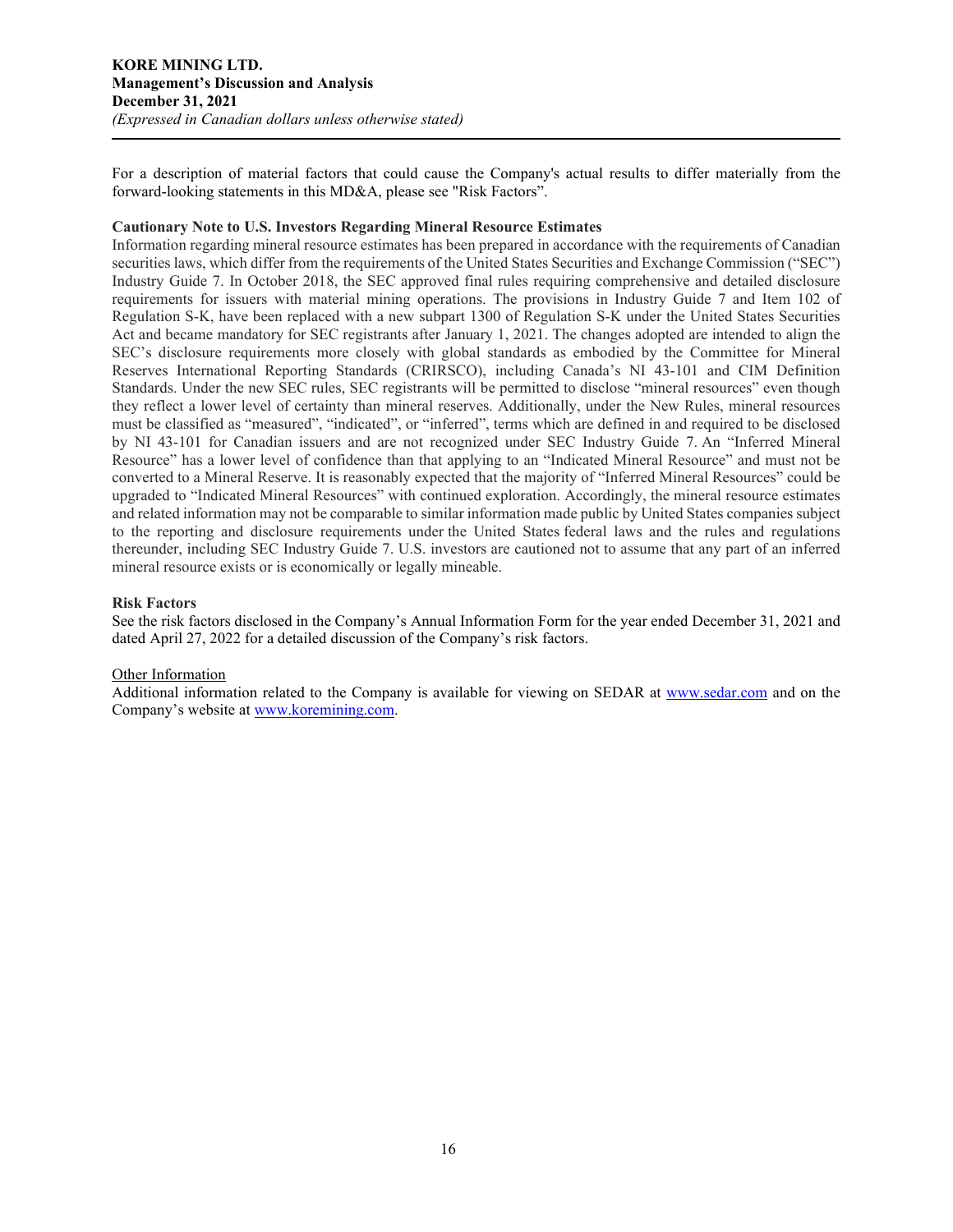For a description of material factors that could cause the Company's actual results to differ materially from the forward-looking statements in this MD&A, please see "Risk Factors".

**Cautionary Note to U.S. Investors Regarding Mineral Resource Estimates**

Information regarding mineral resource estimates has been prepared in accordance with the requirements of Canadian securities laws, which differ from the requirements of the United States Securities and Exchange Commission ("SEC") Industry Guide 7. In October 2018, the SEC approved final rules requiring comprehensive and detailed disclosure requirements for issuers with material mining operations. The provisions in Industry Guide 7 and Item 102 of Regulation S-K, have been replaced with a new subpart 1300 of Regulation S-K under the United States Securities Act and became mandatory for SEC registrants after January 1, 2021. The changes adopted are intended to align the SEC's disclosure requirements more closely with global standards as embodied by the Committee for Mineral Reserves International Reporting Standards (CRIRSCO), including Canada's NI 43-101 and CIM Definition Standards. Under the new SEC rules, SEC registrants will be permitted to disclose "mineral resources" even though they reflect a lower level of certainty than mineral reserves. Additionally, under the New Rules, mineral resources must be classified as "measured", "indicated", or "inferred", terms which are defined in and required to be disclosed by NI 43-101 for Canadian issuers and are not recognized under SEC Industry Guide 7. An "Inferred Mineral Resource" has a lower level of confidence than that applying to an "Indicated Mineral Resource" and must not be converted to a Mineral Reserve. It is reasonably expected that the majority of "Inferred Mineral Resources" could be upgraded to "Indicated Mineral Resources" with continued exploration. Accordingly, the mineral resource estimates and related information may not be comparable to similar information made public by United States companies subject to the reporting and disclosure requirements under the United States federal laws and the rules and regulations thereunder, including SEC Industry Guide 7. U.S. investors are cautioned not to assume that any part of an inferred mineral resource exists or is economically or legally mineable.

**Risk Factors**

See the risk factors disclosed in the Company's Annual Information Form for the year ended December 31, 2021 and dated April 27, 2022 for a detailed discussion of the Company's risk factors.

Other Information

Additional information related to the Company is available for viewing on SEDAR at www.sedar.com and on the Company's website at www.koremining.com.